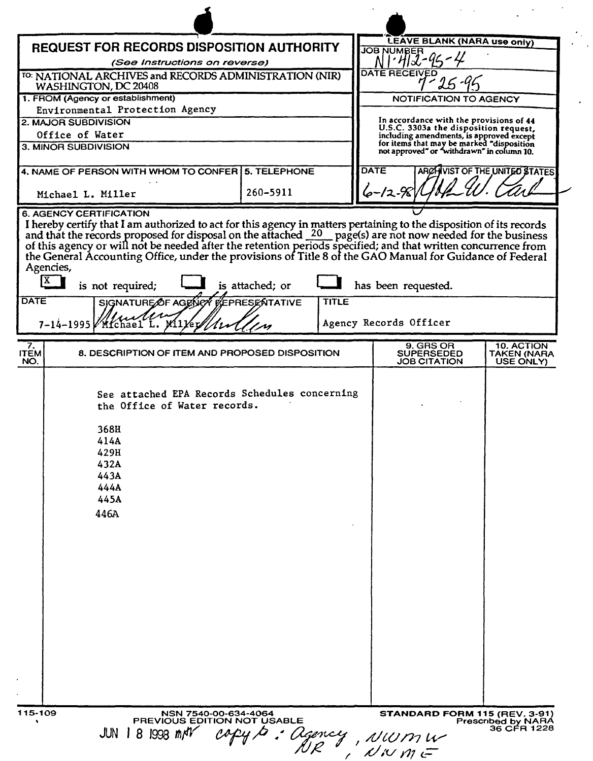# REQUEST FOR RECORDS DISPOSITION AUTHORITY

*(See Instructions on reverse)*

TO: NATIONAL ARCHIVES and RECORDS ADMINISTRATION (NIR)
WASHINGTON, DC 20408

**LEAVE BLANK (NARA use only)**

JOB NUMBER: N1-412-95-4

DATE RECEIVED: 7-25-95

**NOTIFICATION TO AGENCY**

In accordance with the provisions of 44 U.S.C. 3303a the disposition request, including amendments, is approved except for items that may be marked "disposition not approved" or "withdrawn" in column 10.

DATE: 6-12-98

ARCHIVIST OF THE UNITED STATES: [signature]

1. FROM (Agency or establishment)
Environmental Protection Agency

2. MAJOR SUBDIVISION
Office of Water

3. MINOR SUBDIVISION

4. NAME OF PERSON WITH WHOM TO CONFER
Michael L. Miller

5. TELEPHONE
260-5911

6. AGENCY CERTIFICATION

I hereby certify that I am authorized to act for this agency in matters pertaining to the disposition of its records and that the records proposed for disposal on the attached 20 page(s) are not now needed for the business of this agency or will not be needed after the retention periods specified; and that written concurrence from the General Accounting Office, under the provisions of Title 8 of the GAO Manual for Guidance of Federal Agencies,

[X] is not required; [ ] is attached; or [ ] has been requested.

| DATE | SIGNATURE OF AGENCY REPRESENTATIVE | TITLE |
|---|---|---|
| 7-14-1995 | Michael L. Miller [signature] | Agency Records Officer |

| 7. ITEM NO. | 8. DESCRIPTION OF ITEM AND PROPOSED DISPOSITION | 9. GRS OR SUPERSEDED JOB CITATION | 10. ACTION TAKEN (NARA USE ONLY) |
|---|---|---|---|
| | See attached EPA Records Schedules concerning the Office of Water records.<br><br>368H<br>414A<br>429H<br>432A<br>443A<br>444A<br>445A<br>446A | | |

115-109

NSN 7540-00-634-4064
PREVIOUS EDITION NOT USABLE

STANDARD FORM 115 (REV. 3-91)
Prescribed by NARA
36 CFR 1228

JUN 18 1998 mhr copy to: Agency, NWMW, NR, NWME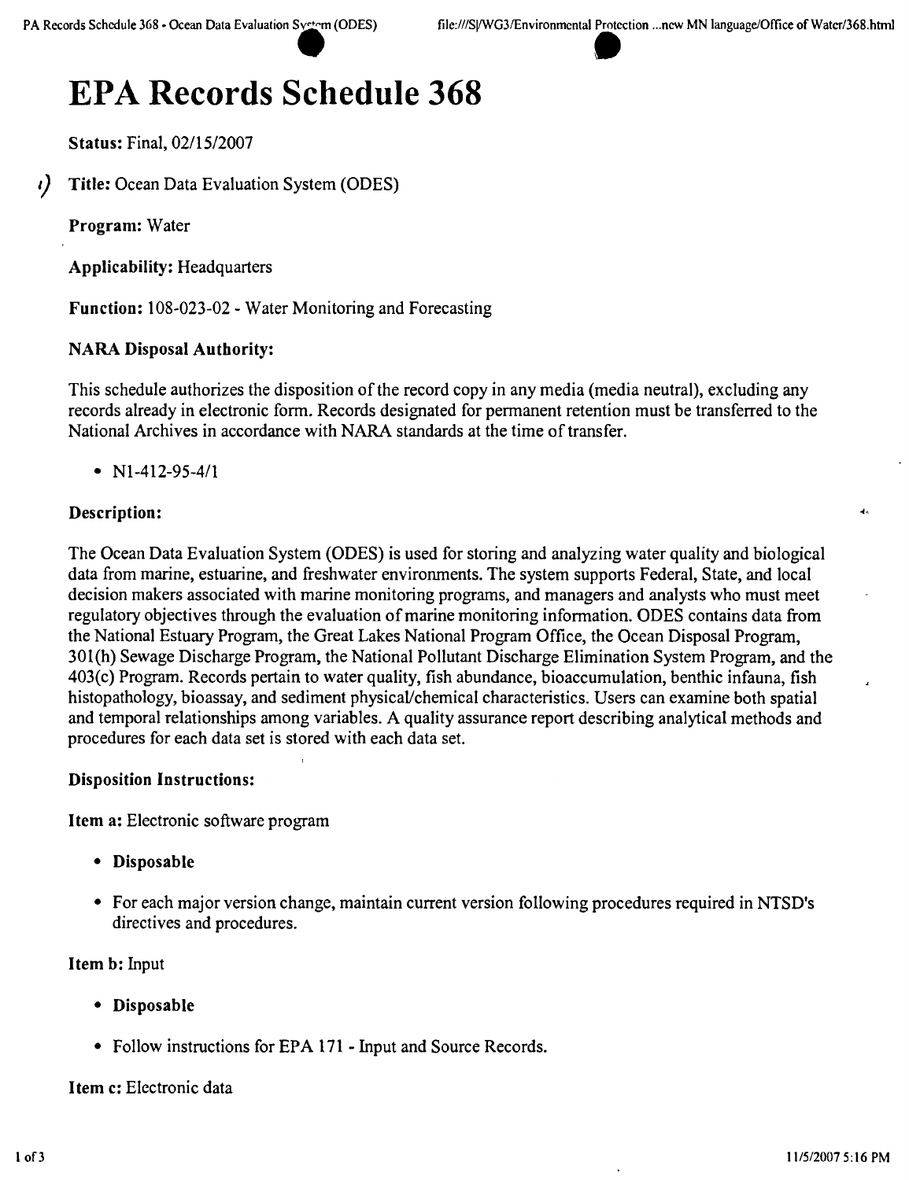# EPA Records Schedule 368

**Status:** Final, 02/15/2007

**Title:** Ocean Data Evaluation System (ODES)

**Program:** Water

**Applicability:** Headquarters

**Function:** 108-023-02 - Water Monitoring and Forecasting

**NARA Disposal Authority:**

This schedule authorizes the disposition of the record copy in any media (media neutral), excluding any records already in electronic form. Records designated for permanent retention must be transferred to the National Archives in accordance with NARA standards at the time of transfer.

- N1-412-95-4/1

**Description:**

The Ocean Data Evaluation System (ODES) is used for storing and analyzing water quality and biological data from marine, estuarine, and freshwater environments. The system supports Federal, State, and local decision makers associated with marine monitoring programs, and managers and analysts who must meet regulatory objectives through the evaluation of marine monitoring information. ODES contains data from the National Estuary Program, the Great Lakes National Program Office, the Ocean Disposal Program, 301(h) Sewage Discharge Program, the National Pollutant Discharge Elimination System Program, and the 403(c) Program. Records pertain to water quality, fish abundance, bioaccumulation, benthic infauna, fish histopathology, bioassay, and sediment physical/chemical characteristics. Users can examine both spatial and temporal relationships among variables. A quality assurance report describing analytical methods and procedures for each data set is stored with each data set.

**Disposition Instructions:**

**Item a:** Electronic software program

- **Disposable**
- For each major version change, maintain current version following procedures required in NTSD's directives and procedures.

**Item b:** Input

- **Disposable**
- Follow instructions for EPA 171 - Input and Source Records.

**Item c:** Electronic data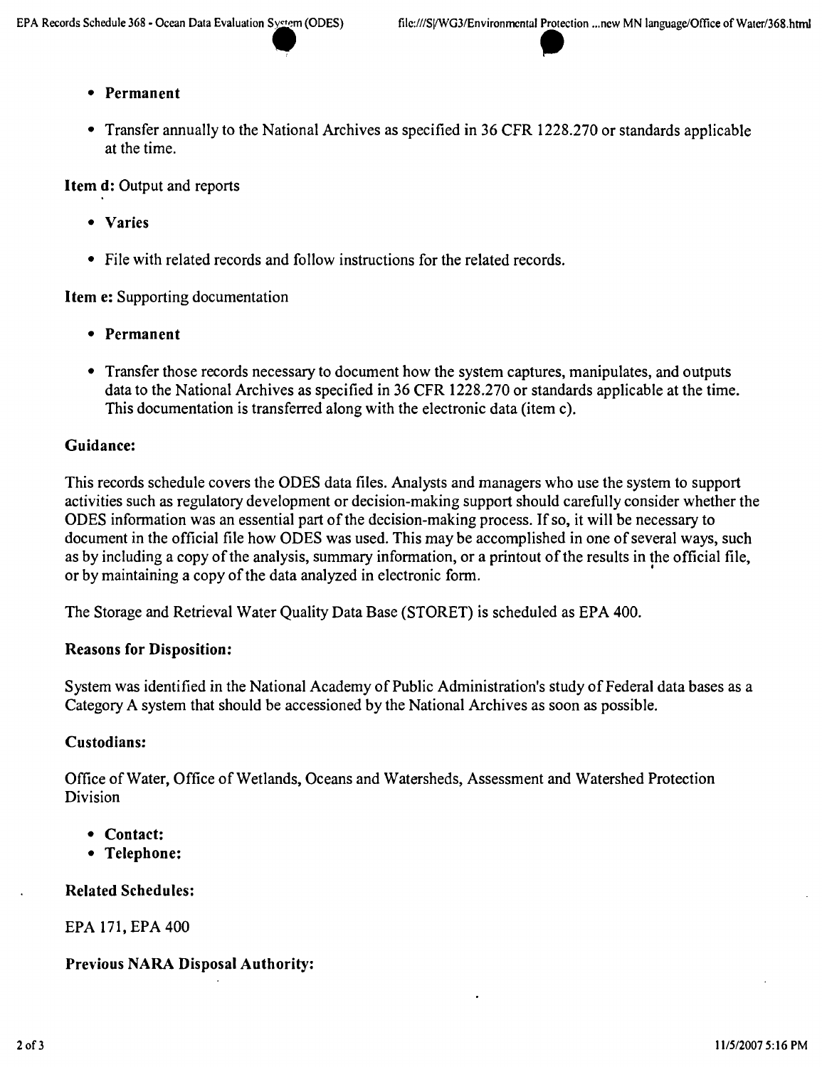- **Permanent**
- Transfer annually to the National Archives as specified in 36 CFR 1228.270 or standards applicable at the time.

**Item d:** Output and reports

- **Varies**
- File with related records and follow instructions for the related records.

**Item e:** Supporting documentation

- **Permanent**
- Transfer those records necessary to document how the system captures, manipulates, and outputs data to the National Archives as specified in 36 CFR 1228.270 or standards applicable at the time. This documentation is transferred along with the electronic data (item c).

### Guidance:

This records schedule covers the ODES data files. Analysts and managers who use the system to support activities such as regulatory development or decision-making support should carefully consider whether the ODES information was an essential part of the decision-making process. If so, it will be necessary to document in the official file how ODES was used. This may be accomplished in one of several ways, such as by including a copy of the analysis, summary information, or a printout of the results in the official file, or by maintaining a copy of the data analyzed in electronic form.

The Storage and Retrieval Water Quality Data Base (STORET) is scheduled as EPA 400.

### Reasons for Disposition:

System was identified in the National Academy of Public Administration's study of Federal data bases as a Category A system that should be accessioned by the National Archives as soon as possible.

### Custodians:

Office of Water, Office of Wetlands, Oceans and Watersheds, Assessment and Watershed Protection Division

- **Contact:**
- **Telephone:**

### Related Schedules:

EPA 171, EPA 400

### Previous NARA Disposal Authority: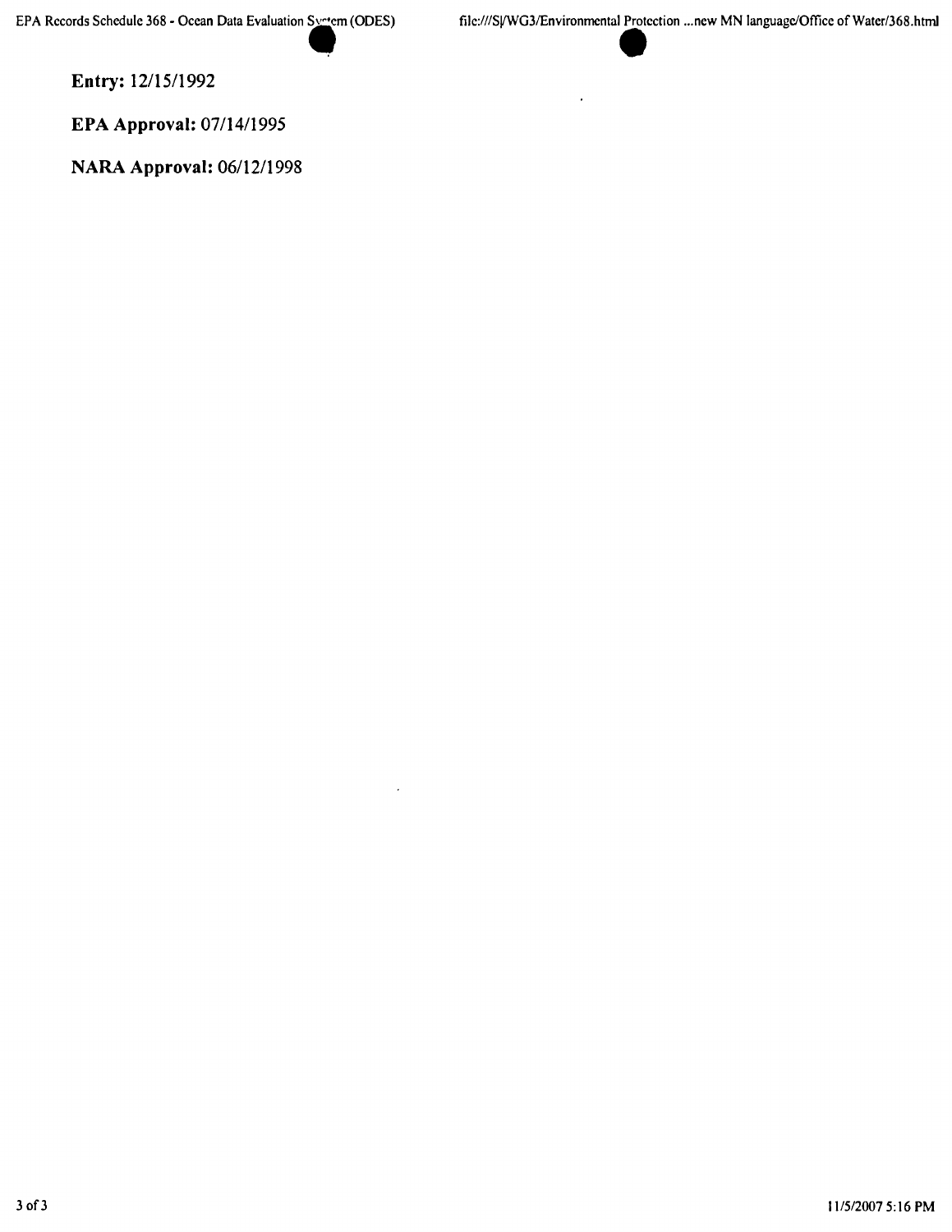**Entry:** 12/15/1992

**EPA Approval:** 07/14/1995

**NARA Approval:** 06/12/1998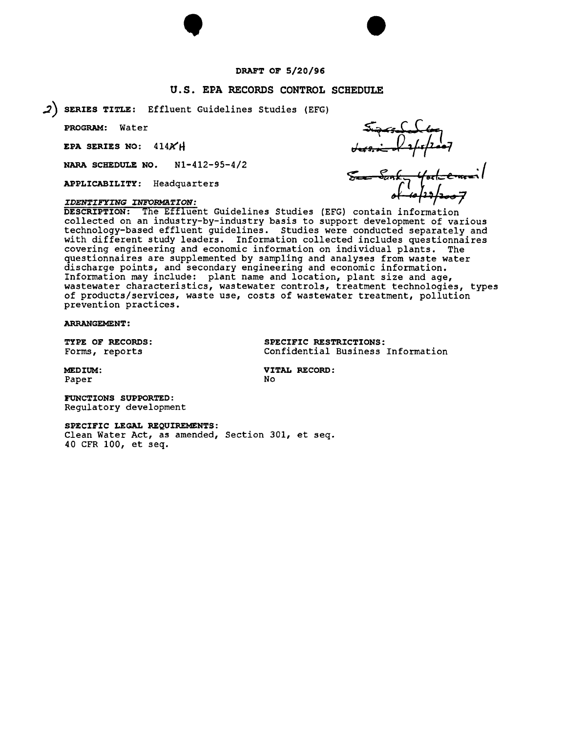**DRAFT OF 5/20/96**

## U.S. EPA RECORDS CONTROL SCHEDULE

2) **SERIES TITLE:** Effluent Guidelines Studies (EFG)

**PROGRAM:** Water

**EPA SERIES NO:** 414H

**NARA SCHEDULE NO.** N1-412-95-4/2

**APPLICABILITY:** Headquarters

Superseded by Jessie 2/5/2007

See Sanky York email of 10/23/2007

***IDENTIFYING INFORMATION:***

**DESCRIPTION:** The Effluent Guidelines Studies (EFG) contain information collected on an industry-by-industry basis to support development of various technology-based effluent guidelines. Studies were conducted separately and with different study leaders. Information collected includes questionnaires covering engineering and economic information on individual plants. The questionnaires are supplemented by sampling and analyses from waste water discharge points, and secondary engineering and economic information. Information may include: plant name and location, plant size and age, wastewater characteristics, wastewater controls, treatment technologies, types of products/services, waste use, costs of wastewater treatment, pollution prevention practices.

**ARRANGEMENT:**

**TYPE OF RECORDS:**
Forms, reports

**SPECIFIC RESTRICTIONS:**
Confidential Business Information

**MEDIUM:**
Paper

**VITAL RECORD:**
No

**FUNCTIONS SUPPORTED:**
Regulatory development

**SPECIFIC LEGAL REQUIREMENTS:**
Clean Water Act, as amended, Section 301, et seq.
40 CFR 100, et seq.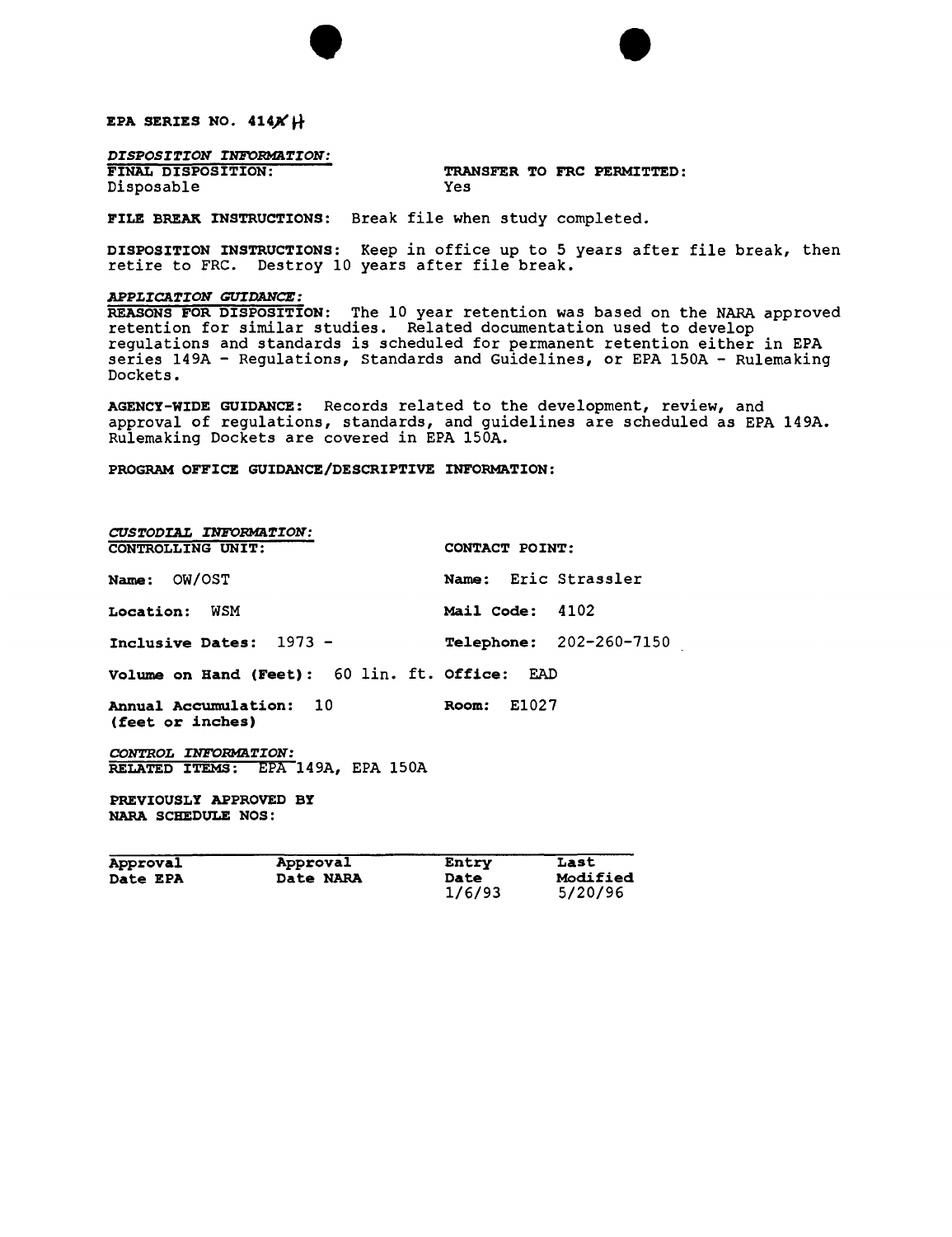**EPA SERIES NO. 414X H**

*DISPOSITION INFORMATION:*

**FINAL DISPOSITION:** Disposable

**TRANSFER TO FRC PERMITTED:** Yes

**FILE BREAK INSTRUCTIONS:** Break file when study completed.

**DISPOSITION INSTRUCTIONS:** Keep in office up to 5 years after file break, then retire to FRC. Destroy 10 years after file break.

*APPLICATION GUIDANCE:*

**REASONS FOR DISPOSITION:** The 10 year retention was based on the NARA approved retention for similar studies. Related documentation used to develop regulations and standards is scheduled for permanent retention either in EPA series 149A - Regulations, Standards and Guidelines, or EPA 150A - Rulemaking Dockets.

**AGENCY-WIDE GUIDANCE:** Records related to the development, review, and approval of regulations, standards, and guidelines are scheduled as EPA 149A. Rulemaking Dockets are covered in EPA 150A.

**PROGRAM OFFICE GUIDANCE/DESCRIPTIVE INFORMATION:**

*CUSTODIAL INFORMATION:*

**CONTROLLING UNIT:**

**Name:** OW/OST

**Location:** WSM

**Inclusive Dates:** 1973 -

**Volume on Hand (Feet):** 60 lin. ft.

**Annual Accumulation:** 10 **(feet or inches)**

**CONTACT POINT:**

**Name:** Eric Strassler

**Mail Code:** 4102

**Telephone:** 202-260-7150

**Office:** EAD

**Room:** E1027

*CONTROL INFORMATION:*

**RELATED ITEMS:** EPA 149A, EPA 150A

**PREVIOUSLY APPROVED BY NARA SCHEDULE NOS:**

| Approval Date EPA | Approval Date NARA | Entry Date | Last Modified |
|---|---|---|---|
| | | 1/6/93 | 5/20/96 |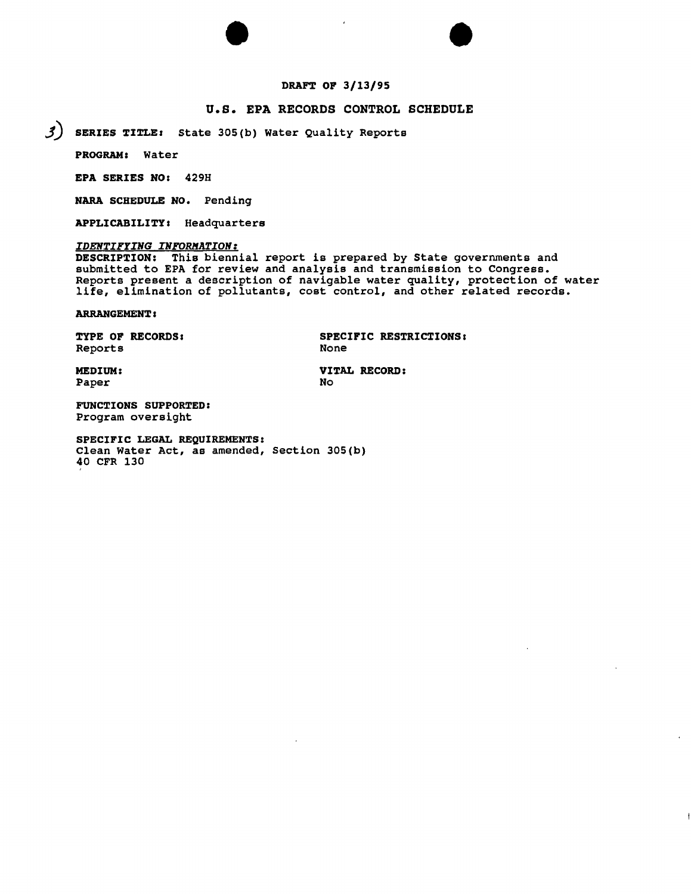DRAFT OF 3/13/95

## U.S. EPA RECORDS CONTROL SCHEDULE

3) **SERIES TITLE:** State 305(b) Water Quality Reports

**PROGRAM:** Water

**EPA SERIES NO:** 429H

**NARA SCHEDULE NO.** Pending

**APPLICABILITY:** Headquarters

*IDENTIFYING INFORMATION:*

**DESCRIPTION:** This biennial report is prepared by State governments and submitted to EPA for review and analysis and transmission to Congress. Reports present a description of navigable water quality, protection of water life, elimination of pollutants, cost control, and other related records.

**ARRANGEMENT:**

**TYPE OF RECORDS:**
Reports

**SPECIFIC RESTRICTIONS:**
None

**MEDIUM:**
Paper

**VITAL RECORD:**
No

**FUNCTIONS SUPPORTED:**
Program oversight

**SPECIFIC LEGAL REQUIREMENTS:**
Clean Water Act, as amended, Section 305(b)
40 CFR 130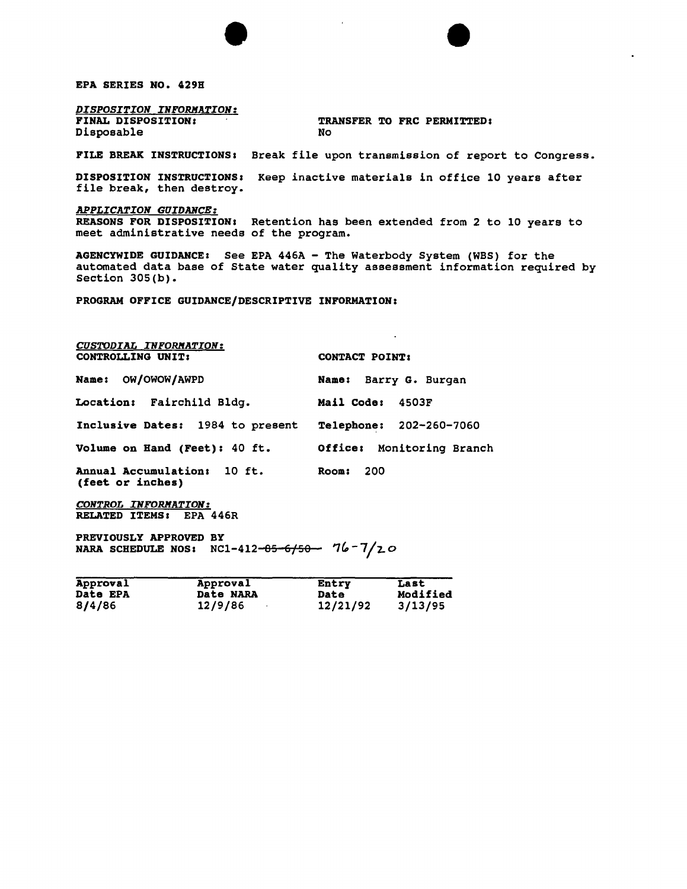**EPA SERIES NO. 429H**

*DISPOSITION INFORMATION:*

**FINAL DISPOSITION:** Disposable

**TRANSFER TO FRC PERMITTED:** No

**FILE BREAK INSTRUCTIONS:** Break file upon transmission of report to Congress.

**DISPOSITION INSTRUCTIONS:** Keep inactive materials in office 10 years after file break, then destroy.

*APPLICATION GUIDANCE:*

**REASONS FOR DISPOSITION:** Retention has been extended from 2 to 10 years to meet administrative needs of the program.

**AGENCYWIDE GUIDANCE:** See EPA 446A - The Waterbody System (WBS) for the automated data base of State water quality assessment information required by Section 305(b).

**PROGRAM OFFICE GUIDANCE/DESCRIPTIVE INFORMATION:**

*CUSTODIAL INFORMATION:*

**CONTROLLING UNIT:**

**Name:** OW/OWOW/AWPD

**Location:** Fairchild Bldg.

**Inclusive Dates:** 1984 to present

**Volume on Hand (Feet):** 40 ft.

**Annual Accumulation:** 10 ft.
**(feet or inches)**

**CONTACT POINT:**

**Name:** Barry G. Burgan

**Mail Code:** 4503F

**Telephone:** 202-260-7060

**Office:** Monitoring Branch

**Room:** 200

*CONTROL INFORMATION:*

**RELATED ITEMS:** EPA 446R

**PREVIOUSLY APPROVED BY NARA SCHEDULE NOS:** NC1-412-~~85-6/50~~ 76-7/20

| Approval Date EPA | Approval Date NARA | Entry Date | Last Modified |
|---|---|---|---|
| 8/4/86 | 12/9/86 | 12/21/92 | 3/13/95 |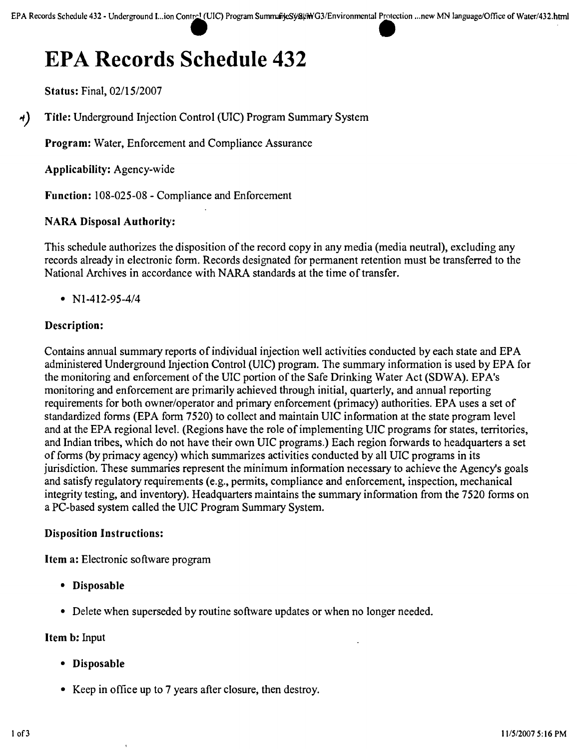# EPA Records Schedule 432

**Status:** Final, 02/15/2007

**Title:** Underground Injection Control (UIC) Program Summary System

**Program:** Water, Enforcement and Compliance Assurance

**Applicability:** Agency-wide

**Function:** 108-025-08 - Compliance and Enforcement

**NARA Disposal Authority:**

This schedule authorizes the disposition of the record copy in any media (media neutral), excluding any records already in electronic form. Records designated for permanent retention must be transferred to the National Archives in accordance with NARA standards at the time of transfer.

- N1-412-95-4/4

**Description:**

Contains annual summary reports of individual injection well activities conducted by each state and EPA administered Underground Injection Control (UIC) program. The summary information is used by EPA for the monitoring and enforcement of the UIC portion of the Safe Drinking Water Act (SDWA). EPA's monitoring and enforcement are primarily achieved through initial, quarterly, and annual reporting requirements for both owner/operator and primary enforcement (primacy) authorities. EPA uses a set of standardized forms (EPA form 7520) to collect and maintain UIC information at the state program level and at the EPA regional level. (Regions have the role of implementing UIC programs for states, territories, and Indian tribes, which do not have their own UIC programs.) Each region forwards to headquarters a set of forms (by primacy agency) which summarizes activities conducted by all UIC programs in its jurisdiction. These summaries represent the minimum information necessary to achieve the Agency's goals and satisfy regulatory requirements (e.g., permits, compliance and enforcement, inspection, mechanical integrity testing, and inventory). Headquarters maintains the summary information from the 7520 forms on a PC-based system called the UIC Program Summary System.

**Disposition Instructions:**

**Item a:** Electronic software program

- **Disposable**
- Delete when superseded by routine software updates or when no longer needed.

**Item b:** Input

- **Disposable**
- Keep in office up to 7 years after closure, then destroy.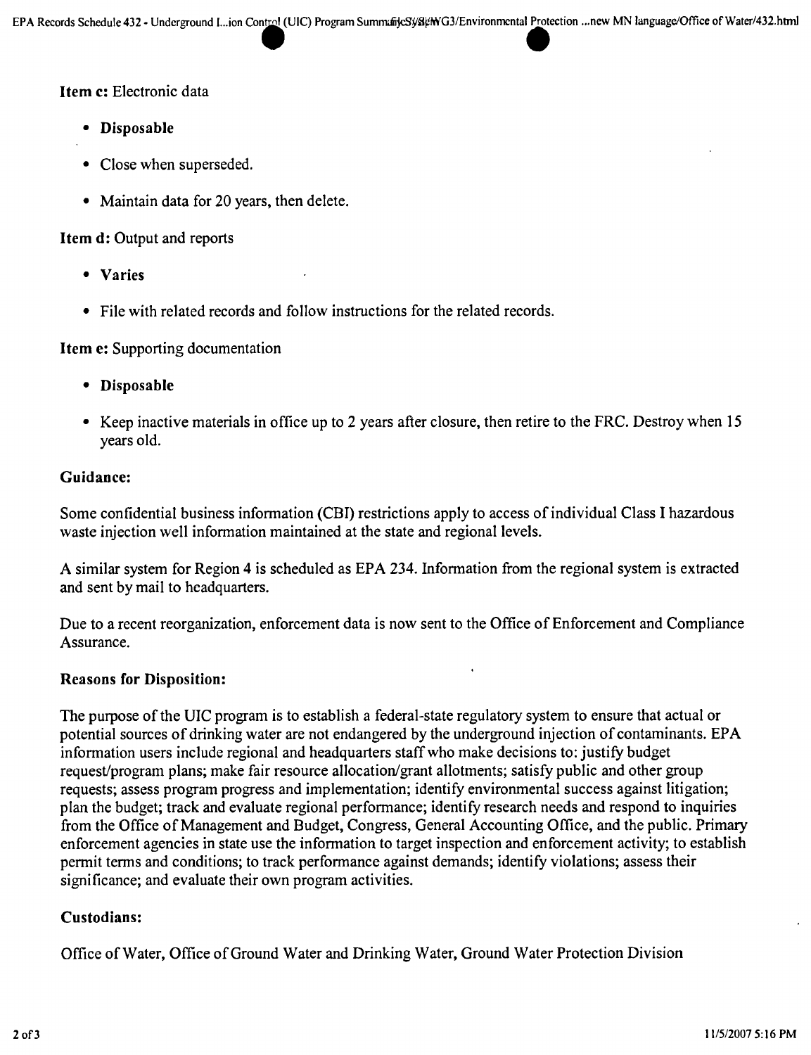**Item c:** Electronic data

- **Disposable**
- Close when superseded.
- Maintain data for 20 years, then delete.

**Item d:** Output and reports

- **Varies**
- File with related records and follow instructions for the related records.

**Item e:** Supporting documentation

- **Disposable**
- Keep inactive materials in office up to 2 years after closure, then retire to the FRC. Destroy when 15 years old.

### Guidance:

Some confidential business information (CBI) restrictions apply to access of individual Class I hazardous waste injection well information maintained at the state and regional levels.

A similar system for Region 4 is scheduled as EPA 234. Information from the regional system is extracted and sent by mail to headquarters.

Due to a recent reorganization, enforcement data is now sent to the Office of Enforcement and Compliance Assurance.

### Reasons for Disposition:

The purpose of the UIC program is to establish a federal-state regulatory system to ensure that actual or potential sources of drinking water are not endangered by the underground injection of contaminants. EPA information users include regional and headquarters staff who make decisions to: justify budget request/program plans; make fair resource allocation/grant allotments; satisfy public and other group requests; assess program progress and implementation; identify environmental success against litigation; plan the budget; track and evaluate regional performance; identify research needs and respond to inquiries from the Office of Management and Budget, Congress, General Accounting Office, and the public. Primary enforcement agencies in state use the information to target inspection and enforcement activity; to establish permit terms and conditions; to track performance against demands; identify violations; assess their significance; and evaluate their own program activities.

### Custodians:

Office of Water, Office of Ground Water and Drinking Water, Ground Water Protection Division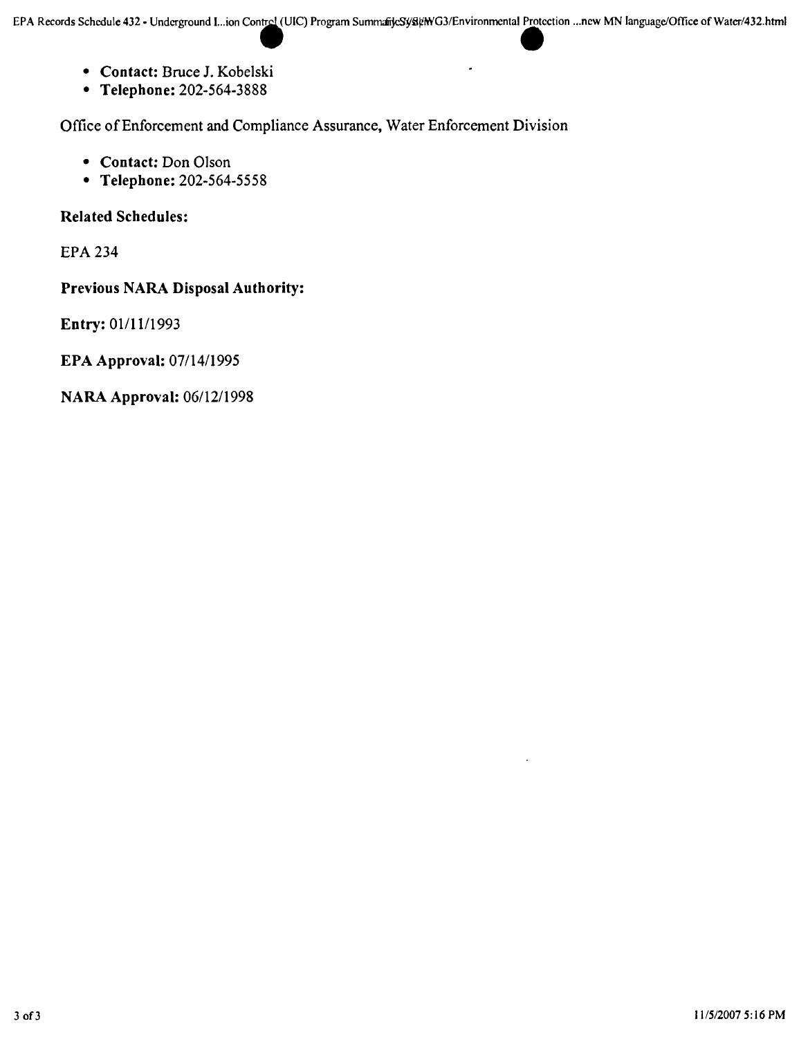- **Contact:** Bruce J. Kobelski
- **Telephone:** 202-564-3888

Office of Enforcement and Compliance Assurance, Water Enforcement Division

- **Contact:** Don Olson
- **Telephone:** 202-564-5558

**Related Schedules:**

EPA 234

**Previous NARA Disposal Authority:**

**Entry:** 01/11/1993

**EPA Approval:** 07/14/1995

**NARA Approval:** 06/12/1998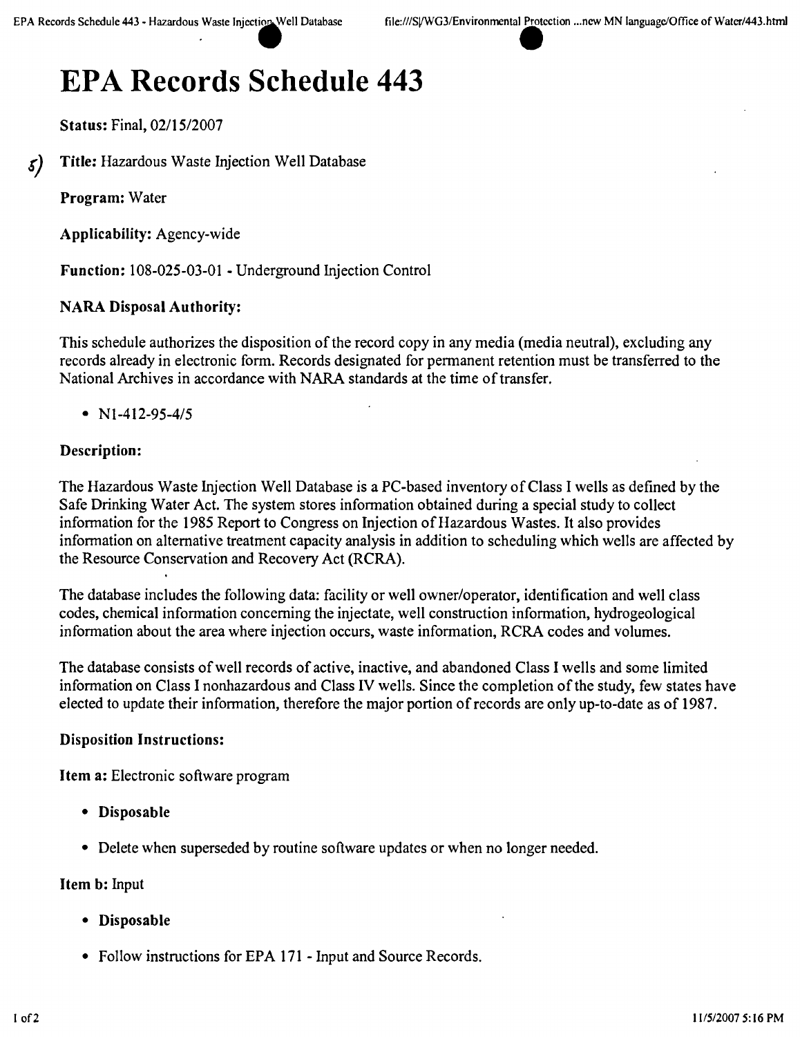# EPA Records Schedule 443

**Status:** Final, 02/15/2007

5) **Title:** Hazardous Waste Injection Well Database

**Program:** Water

**Applicability:** Agency-wide

**Function:** 108-025-03-01 - Underground Injection Control

**NARA Disposal Authority:**

This schedule authorizes the disposition of the record copy in any media (media neutral), excluding any records already in electronic form. Records designated for permanent retention must be transferred to the National Archives in accordance with NARA standards at the time of transfer.

- N1-412-95-4/5

**Description:**

The Hazardous Waste Injection Well Database is a PC-based inventory of Class I wells as defined by the Safe Drinking Water Act. The system stores information obtained during a special study to collect information for the 1985 Report to Congress on Injection of Hazardous Wastes. It also provides information on alternative treatment capacity analysis in addition to scheduling which wells are affected by the Resource Conservation and Recovery Act (RCRA).

The database includes the following data: facility or well owner/operator, identification and well class codes, chemical information concerning the injectate, well construction information, hydrogeological information about the area where injection occurs, waste information, RCRA codes and volumes.

The database consists of well records of active, inactive, and abandoned Class I wells and some limited information on Class I nonhazardous and Class IV wells. Since the completion of the study, few states have elected to update their information, therefore the major portion of records are only up-to-date as of 1987.

**Disposition Instructions:**

**Item a:** Electronic software program

- **Disposable**
- Delete when superseded by routine software updates or when no longer needed.

**Item b:** Input

- **Disposable**
- Follow instructions for EPA 171 - Input and Source Records.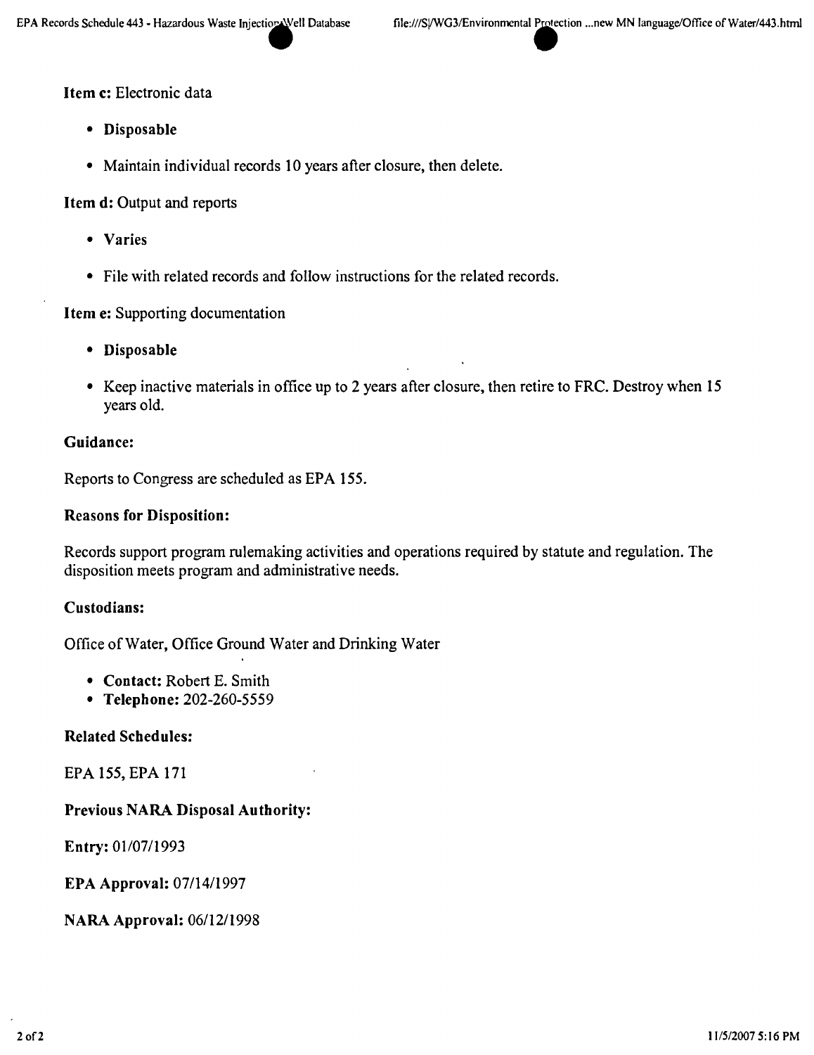**Item c:** Electronic data

- **Disposable**
- Maintain individual records 10 years after closure, then delete.

**Item d:** Output and reports

- **Varies**
- File with related records and follow instructions for the related records.

**Item e:** Supporting documentation

- **Disposable**
- Keep inactive materials in office up to 2 years after closure, then retire to FRC. Destroy when 15 years old.

**Guidance:**

Reports to Congress are scheduled as EPA 155.

**Reasons for Disposition:**

Records support program rulemaking activities and operations required by statute and regulation. The disposition meets program and administrative needs.

**Custodians:**

Office of Water, Office Ground Water and Drinking Water

- **Contact:** Robert E. Smith
- **Telephone:** 202-260-5559

**Related Schedules:**

EPA 155, EPA 171

**Previous NARA Disposal Authority:**

**Entry:** 01/07/1993

**EPA Approval:** 07/14/1997

**NARA Approval:** 06/12/1998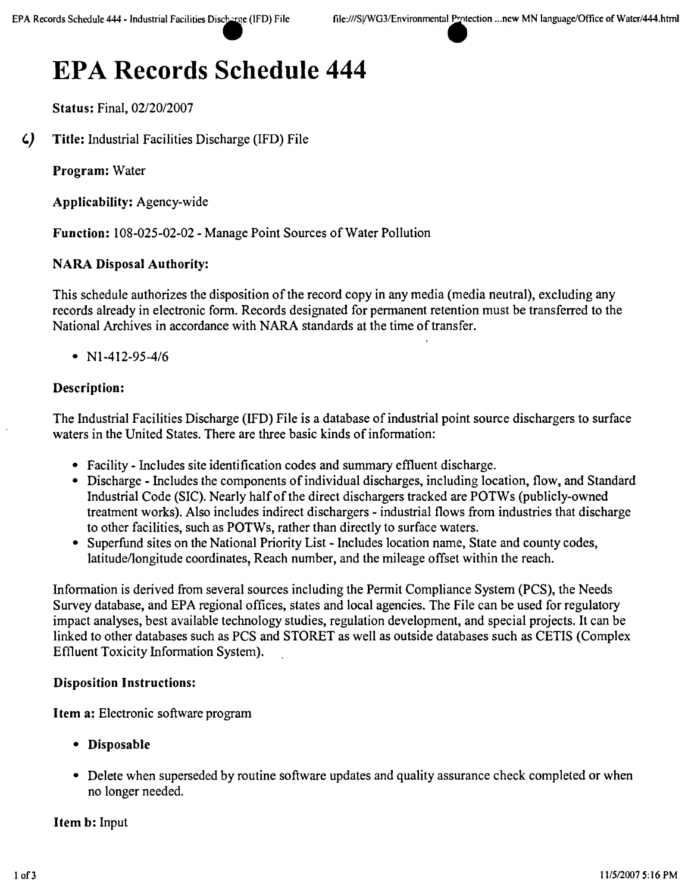# EPA Records Schedule 444

**Status:** Final, 02/20/2007

**Title:** Industrial Facilities Discharge (IFD) File

**Program:** Water

**Applicability:** Agency-wide

**Function:** 108-025-02-02 - Manage Point Sources of Water Pollution

### NARA Disposal Authority:

This schedule authorizes the disposition of the record copy in any media (media neutral), excluding any records already in electronic form. Records designated for permanent retention must be transferred to the National Archives in accordance with NARA standards at the time of transfer.

- N1-412-95-4/6

### Description:

The Industrial Facilities Discharge (IFD) File is a database of industrial point source dischargers to surface waters in the United States. There are three basic kinds of information:

- Facility - Includes site identification codes and summary effluent discharge.
- Discharge - Includes the components of individual discharges, including location, flow, and Standard Industrial Code (SIC). Nearly half of the direct dischargers tracked are POTWs (publicly-owned treatment works). Also includes indirect dischargers - industrial flows from industries that discharge to other facilities, such as POTWs, rather than directly to surface waters.
- Superfund sites on the National Priority List - Includes location name, State and county codes, latitude/longitude coordinates, Reach number, and the mileage offset within the reach.

Information is derived from several sources including the Permit Compliance System (PCS), the Needs Survey database, and EPA regional offices, states and local agencies. The File can be used for regulatory impact analyses, best available technology studies, regulation development, and special projects. It can be linked to other databases such as PCS and STORET as well as outside databases such as CETIS (Complex Effluent Toxicity Information System).

### Disposition Instructions:

**Item a:** Electronic software program

- **Disposable**
- Delete when superseded by routine software updates and quality assurance check completed or when no longer needed.

**Item b:** Input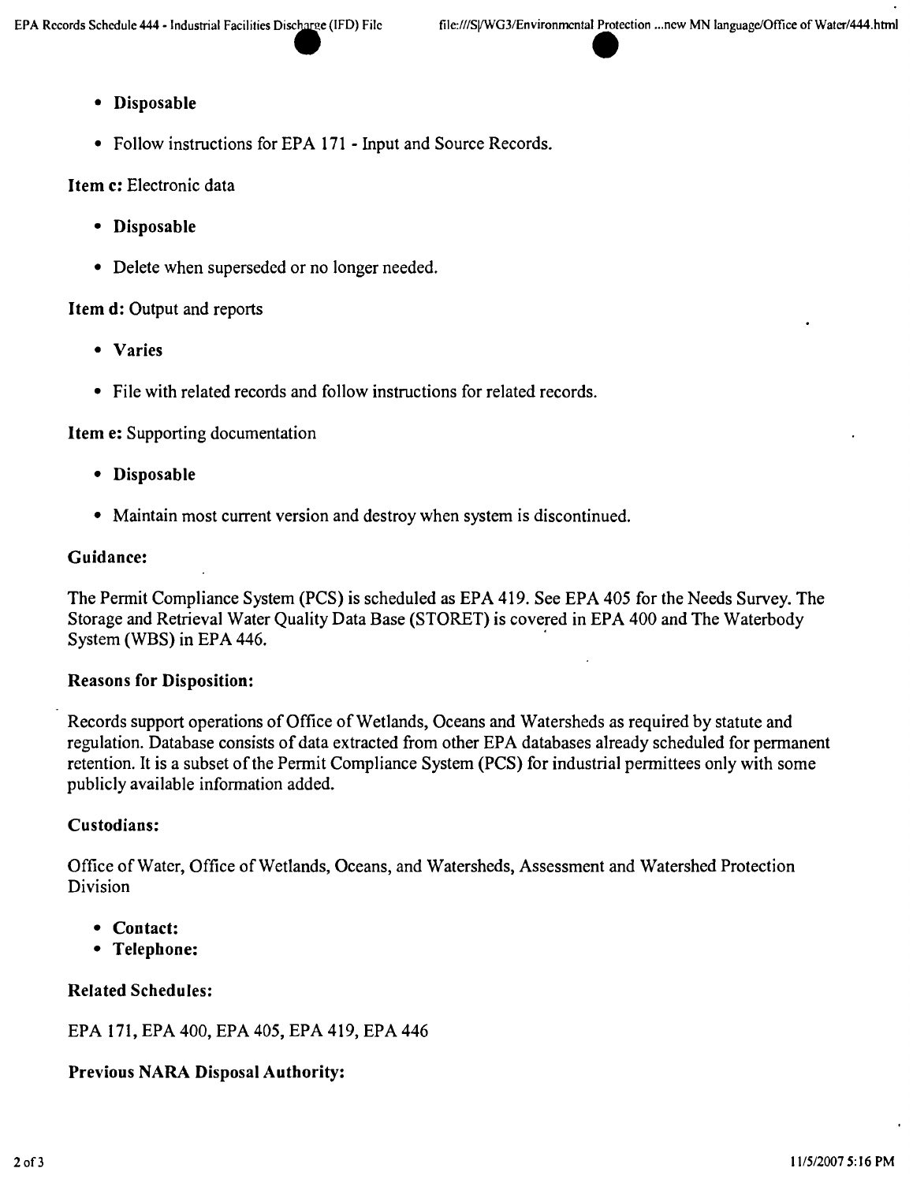- **Disposable**
- Follow instructions for EPA 171 - Input and Source Records.

**Item c:** Electronic data

- **Disposable**
- Delete when superseded or no longer needed.

**Item d:** Output and reports

- **Varies**
- File with related records and follow instructions for related records.

**Item e:** Supporting documentation

- **Disposable**
- Maintain most current version and destroy when system is discontinued.

**Guidance:**

The Permit Compliance System (PCS) is scheduled as EPA 419. See EPA 405 for the Needs Survey. The Storage and Retrieval Water Quality Data Base (STORET) is covered in EPA 400 and The Waterbody System (WBS) in EPA 446.

**Reasons for Disposition:**

Records support operations of Office of Wetlands, Oceans and Watersheds as required by statute and regulation. Database consists of data extracted from other EPA databases already scheduled for permanent retention. It is a subset of the Permit Compliance System (PCS) for industrial permittees only with some publicly available information added.

**Custodians:**

Office of Water, Office of Wetlands, Oceans, and Watersheds, Assessment and Watershed Protection Division

- **Contact:**
- **Telephone:**

**Related Schedules:**

EPA 171, EPA 400, EPA 405, EPA 419, EPA 446

**Previous NARA Disposal Authority:**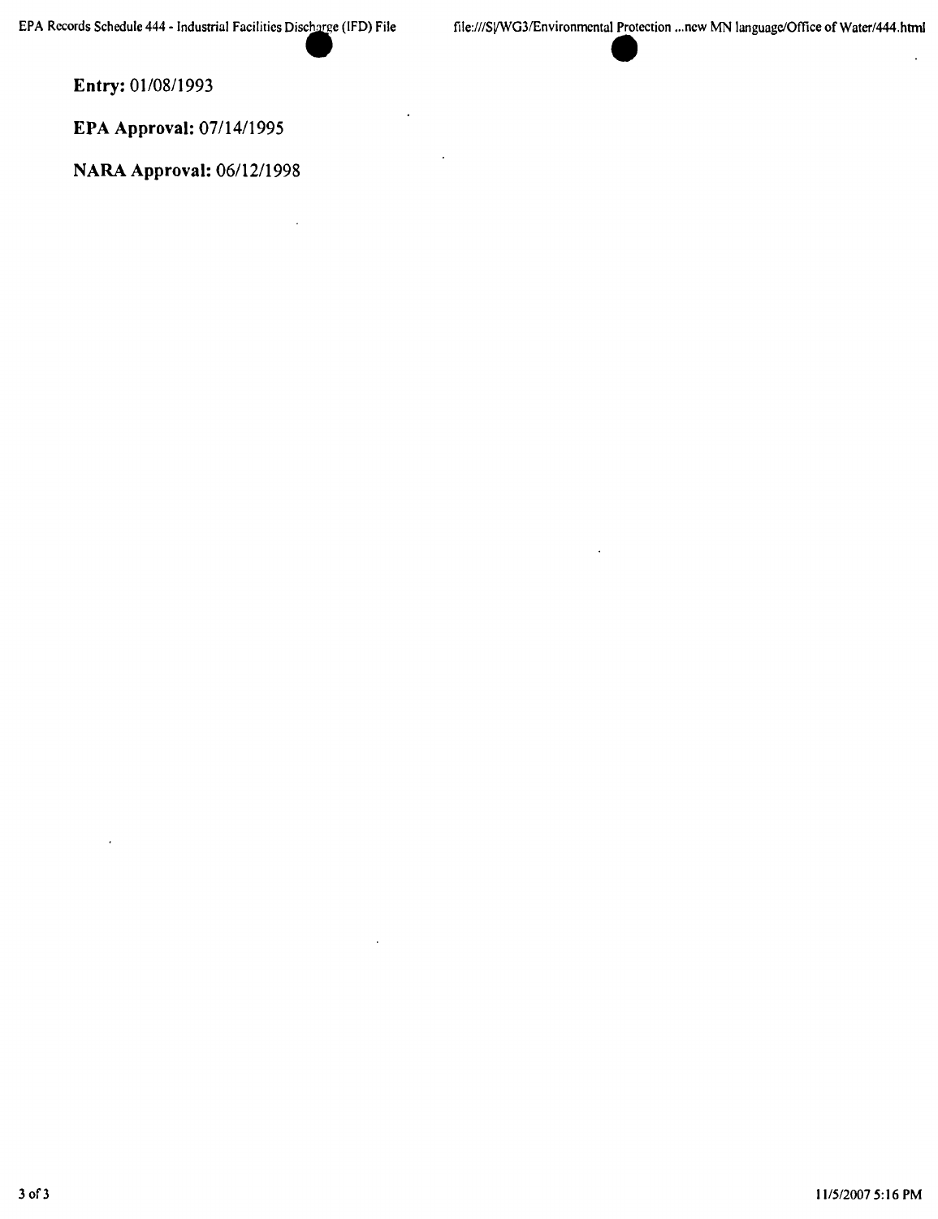**Entry:** 01/08/1993

**EPA Approval:** 07/14/1995

**NARA Approval:** 06/12/1998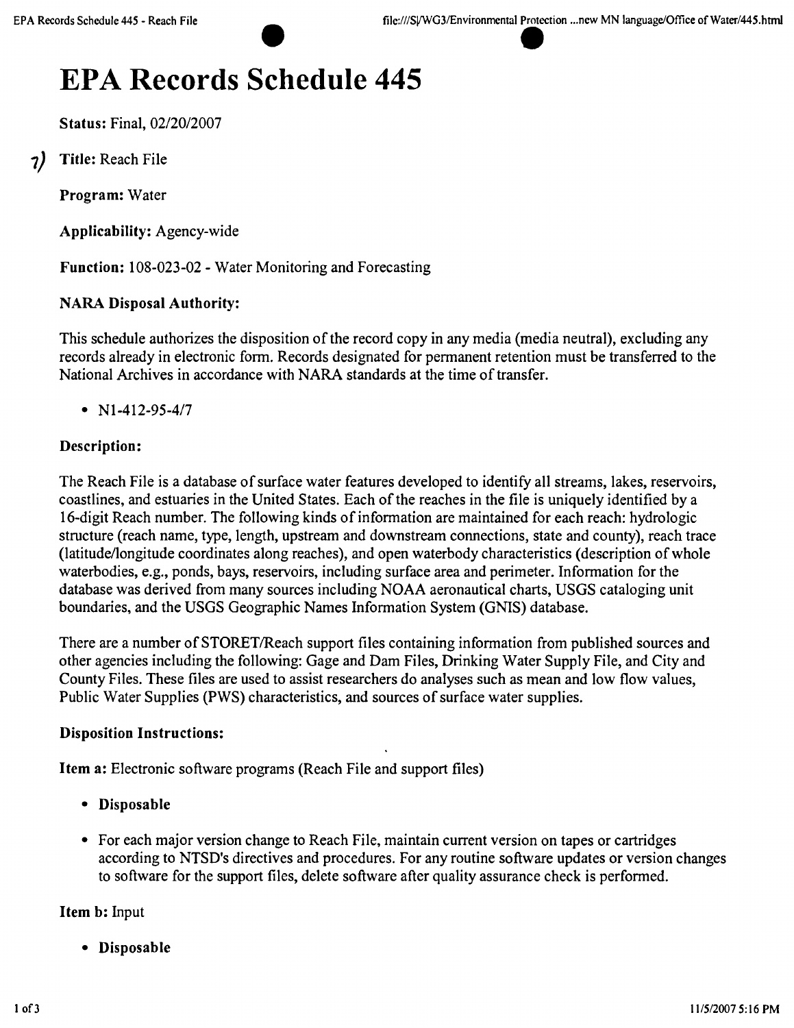# EPA Records Schedule 445

**Status:** Final, 02/20/2007

7) **Title:** Reach File

**Program:** Water

**Applicability:** Agency-wide

**Function:** 108-023-02 - Water Monitoring and Forecasting

**NARA Disposal Authority:**

This schedule authorizes the disposition of the record copy in any media (media neutral), excluding any records already in electronic form. Records designated for permanent retention must be transferred to the National Archives in accordance with NARA standards at the time of transfer.

- N1-412-95-4/7

**Description:**

The Reach File is a database of surface water features developed to identify all streams, lakes, reservoirs, coastlines, and estuaries in the United States. Each of the reaches in the file is uniquely identified by a 16-digit Reach number. The following kinds of information are maintained for each reach: hydrologic structure (reach name, type, length, upstream and downstream connections, state and county), reach trace (latitude/longitude coordinates along reaches), and open waterbody characteristics (description of whole waterbodies, e.g., ponds, bays, reservoirs, including surface area and perimeter. Information for the database was derived from many sources including NOAA aeronautical charts, USGS cataloging unit boundaries, and the USGS Geographic Names Information System (GNIS) database.

There are a number of STORET/Reach support files containing information from published sources and other agencies including the following: Gage and Dam Files, Drinking Water Supply File, and City and County Files. These files are used to assist researchers do analyses such as mean and low flow values, Public Water Supplies (PWS) characteristics, and sources of surface water supplies.

**Disposition Instructions:**

**Item a:** Electronic software programs (Reach File and support files)

- **Disposable**
- For each major version change to Reach File, maintain current version on tapes or cartridges according to NTSD's directives and procedures. For any routine software updates or version changes to software for the support files, delete software after quality assurance check is performed.

**Item b:** Input

- **Disposable**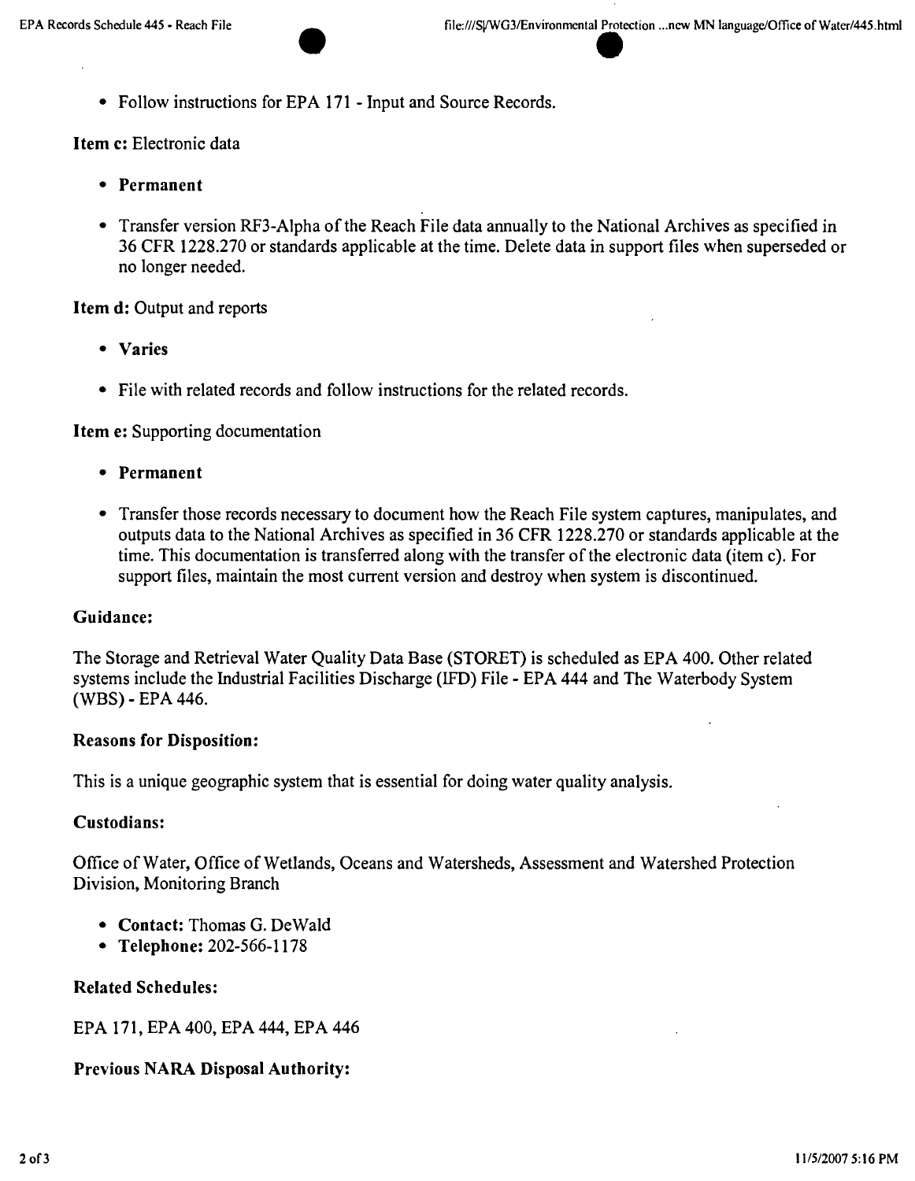- Follow instructions for EPA 171 - Input and Source Records.

**Item c:** Electronic data

- **Permanent**
- Transfer version RF3-Alpha of the Reach File data annually to the National Archives as specified in 36 CFR 1228.270 or standards applicable at the time. Delete data in support files when superseded or no longer needed.

**Item d:** Output and reports

- **Varies**
- File with related records and follow instructions for the related records.

**Item e:** Supporting documentation

- **Permanent**
- Transfer those records necessary to document how the Reach File system captures, manipulates, and outputs data to the National Archives as specified in 36 CFR 1228.270 or standards applicable at the time. This documentation is transferred along with the transfer of the electronic data (item c). For support files, maintain the most current version and destroy when system is discontinued.

### Guidance:

The Storage and Retrieval Water Quality Data Base (STORET) is scheduled as EPA 400. Other related systems include the Industrial Facilities Discharge (IFD) File - EPA 444 and The Waterbody System (WBS) - EPA 446.

### Reasons for Disposition:

This is a unique geographic system that is essential for doing water quality analysis.

### Custodians:

Office of Water, Office of Wetlands, Oceans and Watersheds, Assessment and Watershed Protection Division, Monitoring Branch

- **Contact:** Thomas G. DeWald
- **Telephone:** 202-566-1178

### Related Schedules:

EPA 171, EPA 400, EPA 444, EPA 446

### Previous NARA Disposal Authority: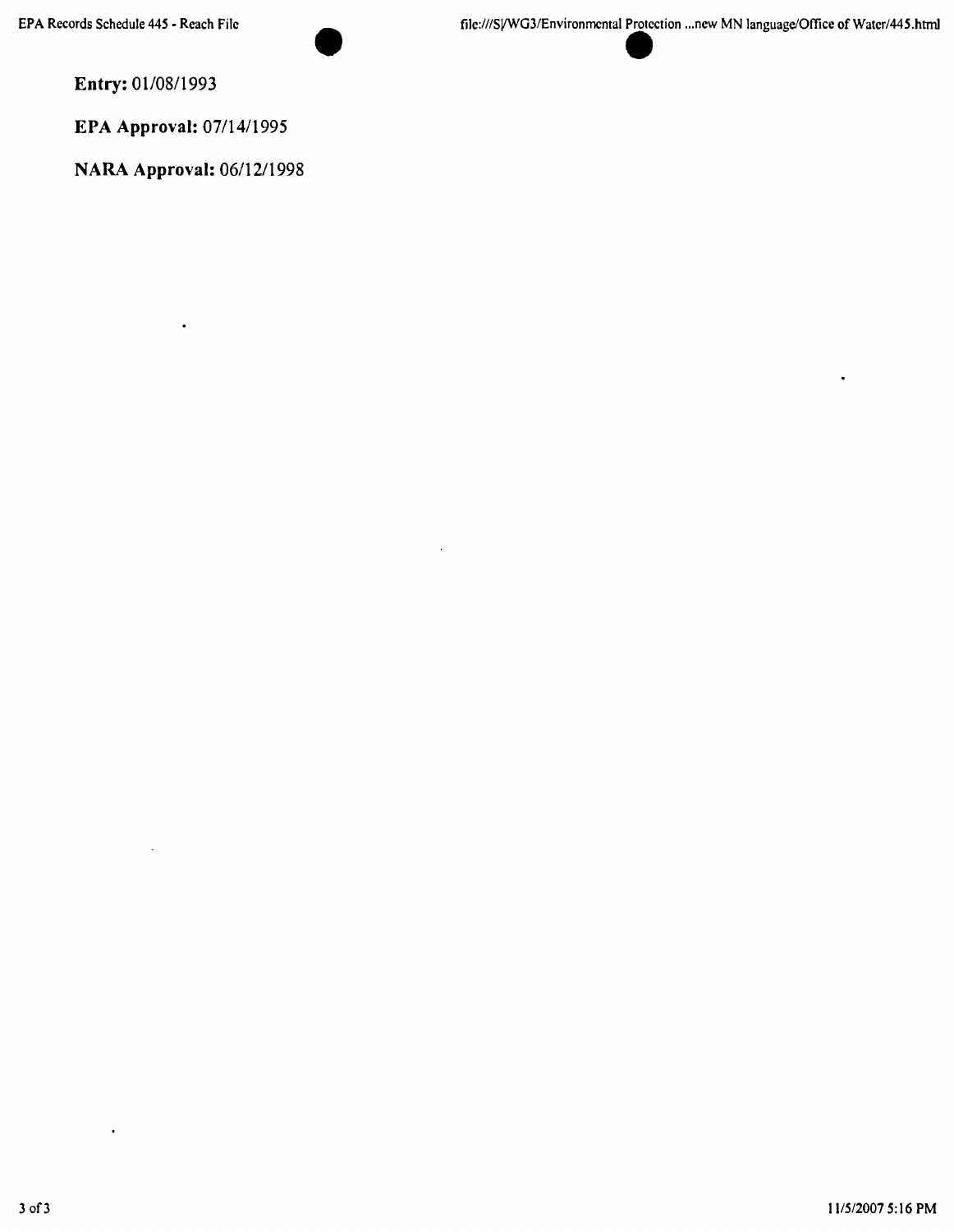**Entry:** 01/08/1993

**EPA Approval:** 07/14/1995

**NARA Approval:** 06/12/1998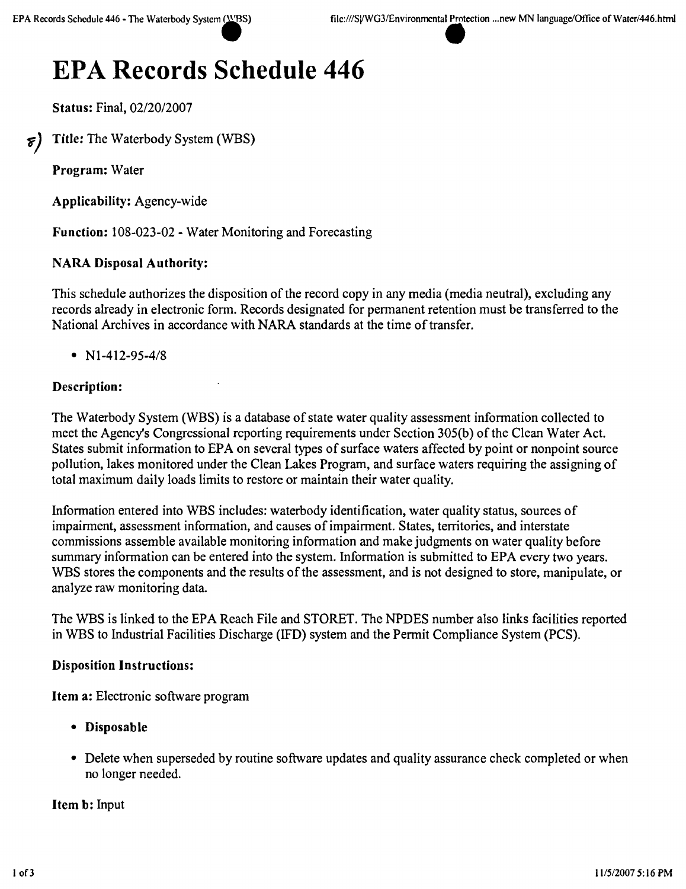# EPA Records Schedule 446

**Status:** Final, 02/20/2007

8) **Title:** The Waterbody System (WBS)

**Program:** Water

**Applicability:** Agency-wide

**Function:** 108-023-02 - Water Monitoring and Forecasting

**NARA Disposal Authority:**

This schedule authorizes the disposition of the record copy in any media (media neutral), excluding any records already in electronic form. Records designated for permanent retention must be transferred to the National Archives in accordance with NARA standards at the time of transfer.

- N1-412-95-4/8

**Description:**

The Waterbody System (WBS) is a database of state water quality assessment information collected to meet the Agency's Congressional reporting requirements under Section 305(b) of the Clean Water Act. States submit information to EPA on several types of surface waters affected by point or nonpoint source pollution, lakes monitored under the Clean Lakes Program, and surface waters requiring the assigning of total maximum daily loads limits to restore or maintain their water quality.

Information entered into WBS includes: waterbody identification, water quality status, sources of impairment, assessment information, and causes of impairment. States, territories, and interstate commissions assemble available monitoring information and make judgments on water quality before summary information can be entered into the system. Information is submitted to EPA every two years. WBS stores the components and the results of the assessment, and is not designed to store, manipulate, or analyze raw monitoring data.

The WBS is linked to the EPA Reach File and STORET. The NPDES number also links facilities reported in WBS to Industrial Facilities Discharge (IFD) system and the Permit Compliance System (PCS).

**Disposition Instructions:**

**Item a:** Electronic software program

- **Disposable**
- Delete when superseded by routine software updates and quality assurance check completed or when no longer needed.

**Item b:** Input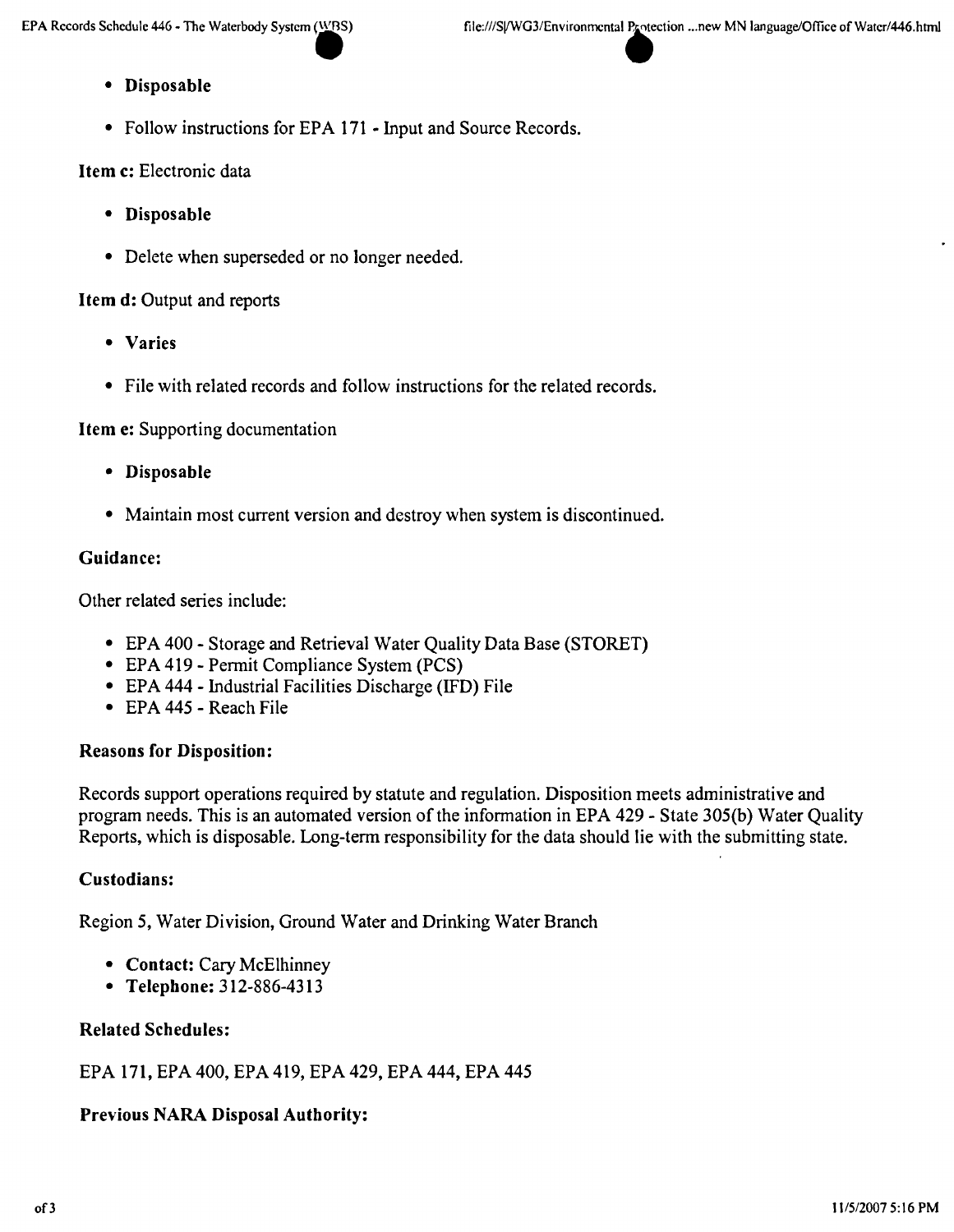- **Disposable**
- Follow instructions for EPA 171 - Input and Source Records.

**Item c:** Electronic data

- **Disposable**
- Delete when superseded or no longer needed.

**Item d:** Output and reports

- **Varies**
- File with related records and follow instructions for the related records.

**Item e:** Supporting documentation

- **Disposable**
- Maintain most current version and destroy when system is discontinued.

### Guidance:

Other related series include:

- EPA 400 - Storage and Retrieval Water Quality Data Base (STORET)
- EPA 419 - Permit Compliance System (PCS)
- EPA 444 - Industrial Facilities Discharge (IFD) File
- EPA 445 - Reach File

### Reasons for Disposition:

Records support operations required by statute and regulation. Disposition meets administrative and program needs. This is an automated version of the information in EPA 429 - State 305(b) Water Quality Reports, which is disposable. Long-term responsibility for the data should lie with the submitting state.

### Custodians:

Region 5, Water Division, Ground Water and Drinking Water Branch

- **Contact:** Cary McElhinney
- **Telephone:** 312-886-4313

### Related Schedules:

EPA 171, EPA 400, EPA 419, EPA 429, EPA 444, EPA 445

### Previous NARA Disposal Authority: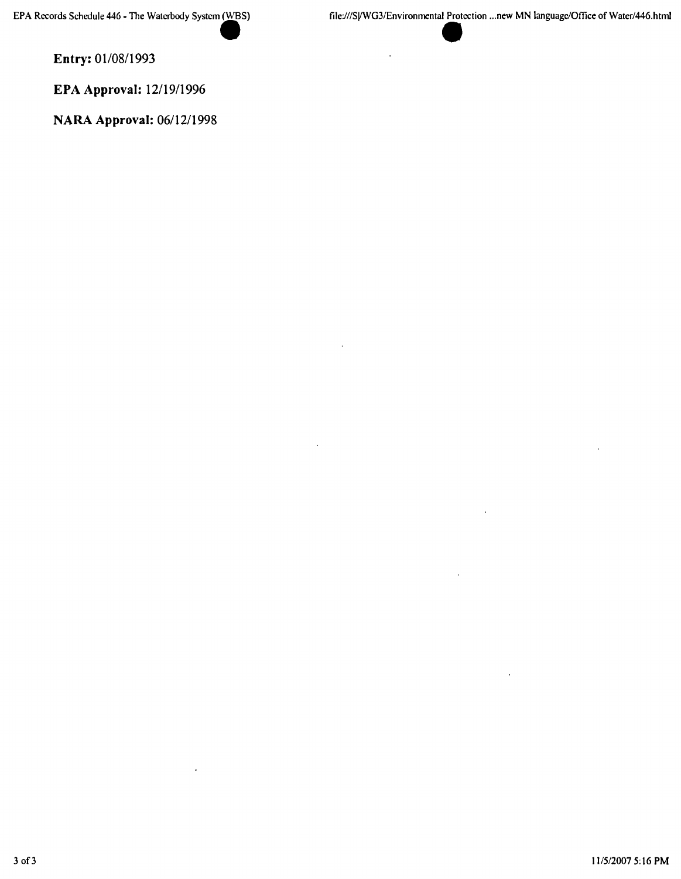**Entry:** 01/08/1993

**EPA Approval:** 12/19/1996

**NARA Approval:** 06/12/1998